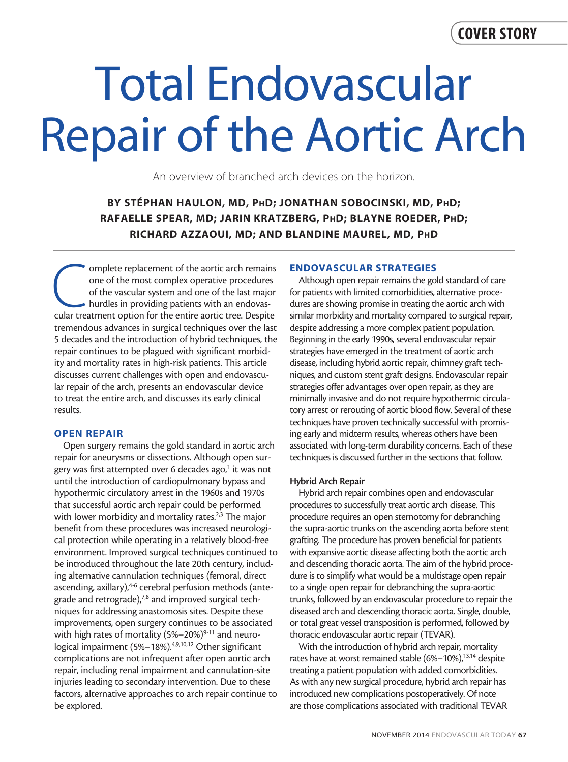COVER STORY

# Total Endovascular Repair of the Aortic Arch

An overview of branched arch devices on the horizon.

**BY STÉPHAN HAULON, MD, PhD; JONATHAN SOBOCINSKI, MD, PhD; RAFAELLE SPEAR, MD; JARIN KRATZBERG, PhD; BLAYNE ROEDER, PhD; RICHARD AZZAOUI, MD; AND BLANDINE MAUREL, MD, PhD**

Complete replacement of the aortic arch remains one of the most complex operative procedures of the vascular system and one of the last major hurdles in providing patients with an endovascular treatment option for the entire aortic tree. Despite tremendous advances in surgical techniques over the last 5 decades and the introduction of hybrid techniques, the repair continues to be plagued with significant morbidity and mortality rates in high-risk patients. This article discusses current challenges with open and endovascular repair of the arch, presents an endovascular device to treat the entire arch, and discusses its early clinical results.

## OPEN REPAIR

Open surgery remains the gold standard in aortic arch repair for aneurysms or dissections. Although open surgery was first attempted over 6 decades ago,[1] it was not until the introduction of cardiopulmonary bypass and hypothermic circulatory arrest in the 1960s and 1970s that successful aortic arch repair could be performed with lower morbidity and mortality rates.[2,3] The major benefit from these procedures was increased neurological protection while operating in a relatively blood-free environment. Improved surgical techniques continued to be introduced throughout the late 20th century, including alternative cannulation techniques (femoral, direct ascending, axillary),[4-6] cerebral perfusion methods (antegrade and retrograde),[7,8] and improved surgical techniques for addressing anastomosis sites. Despite these improvements, open surgery continues to be associated with high rates of mortality (5%–20%)[9-11] and neurological impairment (5%–18%).[4,9,10,12] Other significant complications are not infrequent after open aortic arch repair, including renal impairment and cannulation-site injuries leading to secondary intervention. Due to these factors, alternative approaches to arch repair continue to be explored.

## ENDOVASCULAR STRATEGIES

Although open repair remains the gold standard of care for patients with limited comorbidities, alternative procedures are showing promise in treating the aortic arch with similar morbidity and mortality compared to surgical repair, despite addressing a more complex patient population. Beginning in the early 1990s, several endovascular repair strategies have emerged in the treatment of aortic arch disease, including hybrid aortic repair, chimney graft techniques, and custom stent graft designs. Endovascular repair strategies offer advantages over open repair, as they are minimally invasive and do not require hypothermic circulatory arrest or rerouting of aortic blood flow. Several of these techniques have proven technically successful with promising early and midterm results, whereas others have been associated with long-term durability concerns. Each of these techniques is discussed further in the sections that follow.

### Hybrid Arch Repair

Hybrid arch repair combines open and endovascular procedures to successfully treat aortic arch disease. This procedure requires an open sternotomy for debranching the supra-aortic trunks on the ascending aorta before stent grafting. The procedure has proven beneficial for patients with expansive aortic disease affecting both the aortic arch and descending thoracic aorta. The aim of the hybrid procedure is to simplify what would be a multistage open repair to a single open repair for debranching the supra-aortic trunks, followed by an endovascular procedure to repair the diseased arch and descending thoracic aorta. Single, double, or total great vessel transposition is performed, followed by thoracic endovascular aortic repair (TEVAR).

With the introduction of hybrid arch repair, mortality rates have at worst remained stable (6%–10%),[13,14] despite treating a patient population with added comorbidities. As with any new surgical procedure, hybrid arch repair has introduced new complications postoperatively. Of note are those complications associated with traditional TEVAR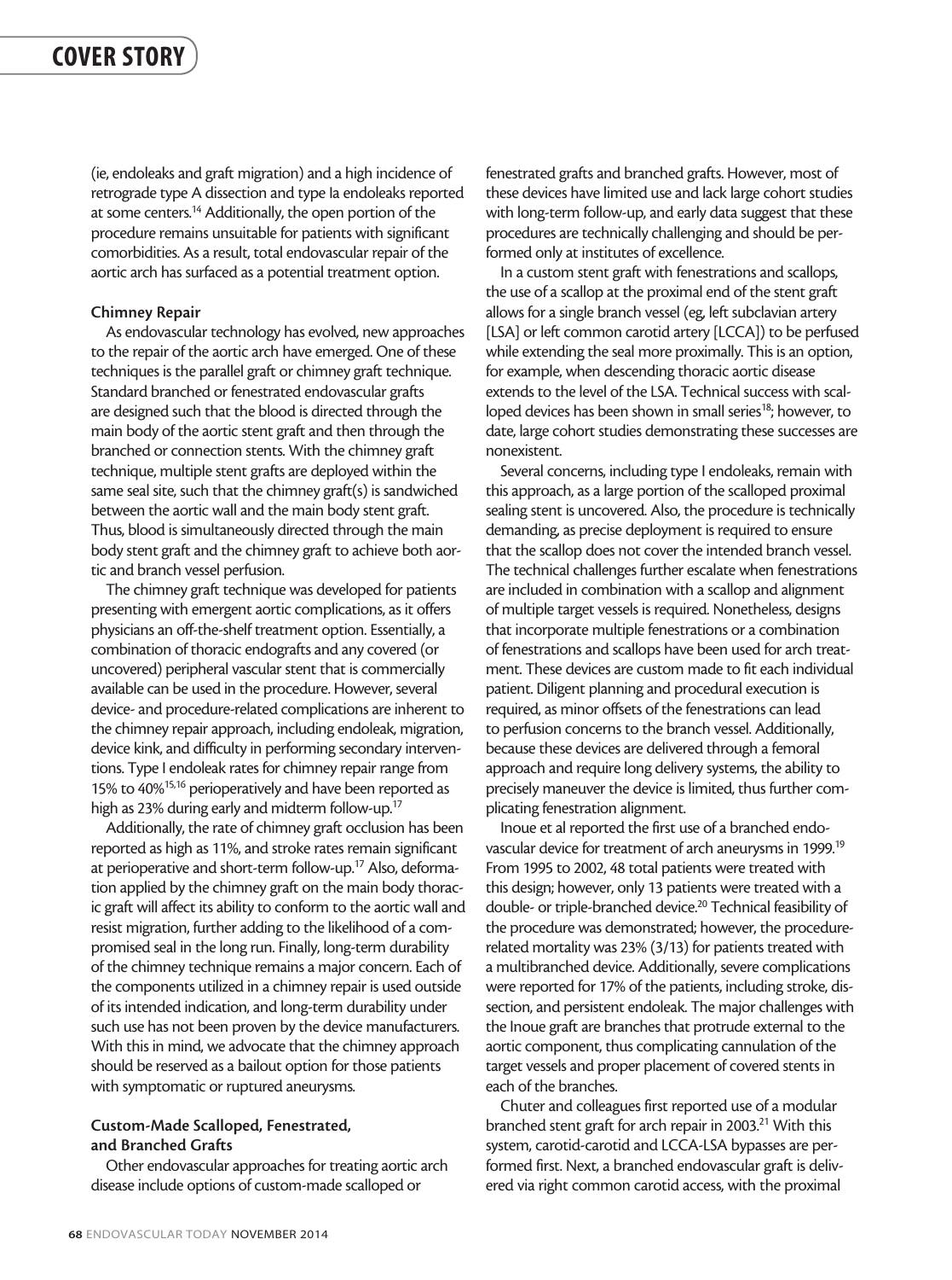(ie, endoleaks and graft migration) and a high incidence of retrograde type A dissection and type Ia endoleaks reported at some centers.[14] Additionally, the open portion of the procedure remains unsuitable for patients with significant comorbidities. As a result, total endovascular repair of the aortic arch has surfaced as a potential treatment option.

### Chimney Repair

As endovascular technology has evolved, new approaches to the repair of the aortic arch have emerged. One of these techniques is the parallel graft or chimney graft technique. Standard branched or fenestrated endovascular grafts are designed such that the blood is directed through the main body of the aortic stent graft and then through the branched or connection stents. With the chimney graft technique, multiple stent grafts are deployed within the same seal site, such that the chimney graft(s) is sandwiched between the aortic wall and the main body stent graft. Thus, blood is simultaneously directed through the main body stent graft and the chimney graft to achieve both aortic and branch vessel perfusion.

The chimney graft technique was developed for patients presenting with emergent aortic complications, as it offers physicians an off-the-shelf treatment option. Essentially, a combination of thoracic endografts and any covered (or uncovered) peripheral vascular stent that is commercially available can be used in the procedure. However, several device- and procedure-related complications are inherent to the chimney repair approach, including endoleak, migration, device kink, and difficulty in performing secondary interventions. Type I endoleak rates for chimney repair range from 15% to 40%[15,16] perioperatively and have been reported as high as 23% during early and midterm follow-up.[17]

Additionally, the rate of chimney graft occlusion has been reported as high as 11%, and stroke rates remain significant at perioperative and short-term follow-up.[17] Also, deformation applied by the chimney graft on the main body thoracic graft will affect its ability to conform to the aortic wall and resist migration, further adding to the likelihood of a compromised seal in the long run. Finally, long-term durability of the chimney technique remains a major concern. Each of the components utilized in a chimney repair is used outside of its intended indication, and long-term durability under such use has not been proven by the device manufacturers. With this in mind, we advocate that the chimney approach should be reserved as a bailout option for those patients with symptomatic or ruptured aneurysms.

### Custom-Made Scalloped, Fenestrated, and Branched Grafts

Other endovascular approaches for treating aortic arch disease include options of custom-made scalloped or fenestrated grafts and branched grafts. However, most of these devices have limited use and lack large cohort studies with long-term follow-up, and early data suggest that these procedures are technically challenging and should be performed only at institutes of excellence.

In a custom stent graft with fenestrations and scallops, the use of a scallop at the proximal end of the stent graft allows for a single branch vessel (eg, left subclavian artery [LSA] or left common carotid artery [LCCA]) to be perfused while extending the seal more proximally. This is an option, for example, when descending thoracic aortic disease extends to the level of the LSA. Technical success with scalloped devices has been shown in small series[18]; however, to date, large cohort studies demonstrating these successes are nonexistent.

Several concerns, including type I endoleaks, remain with this approach, as a large portion of the scalloped proximal sealing stent is uncovered. Also, the procedure is technically demanding, as precise deployment is required to ensure that the scallop does not cover the intended branch vessel. The technical challenges further escalate when fenestrations are included in combination with a scallop and alignment of multiple target vessels is required. Nonetheless, designs that incorporate multiple fenestrations or a combination of fenestrations and scallops have been used for arch treatment. These devices are custom made to fit each individual patient. Diligent planning and procedural execution is required, as minor offsets of the fenestrations can lead to perfusion concerns to the branch vessel. Additionally, because these devices are delivered through a femoral approach and require long delivery systems, the ability to precisely maneuver the device is limited, thus further complicating fenestration alignment.

Inoue et al reported the first use of a branched endovascular device for treatment of arch aneurysms in 1999.[19] From 1995 to 2002, 48 total patients were treated with this design; however, only 13 patients were treated with a double- or triple-branched device.[20] Technical feasibility of the procedure was demonstrated; however, the procedure-related mortality was 23% (3/13) for patients treated with a multibranched device. Additionally, severe complications were reported for 17% of the patients, including stroke, dissection, and persistent endoleak. The major challenges with the Inoue graft are branches that protrude external to the aortic component, thus complicating cannulation of the target vessels and proper placement of covered stents in each of the branches.

Chuter and colleagues first reported use of a modular branched stent graft for arch repair in 2003.[21] With this system, carotid-carotid and LCCA-LSA bypasses are performed first. Next, a branched endovascular graft is delivered via right common carotid access, with the proximal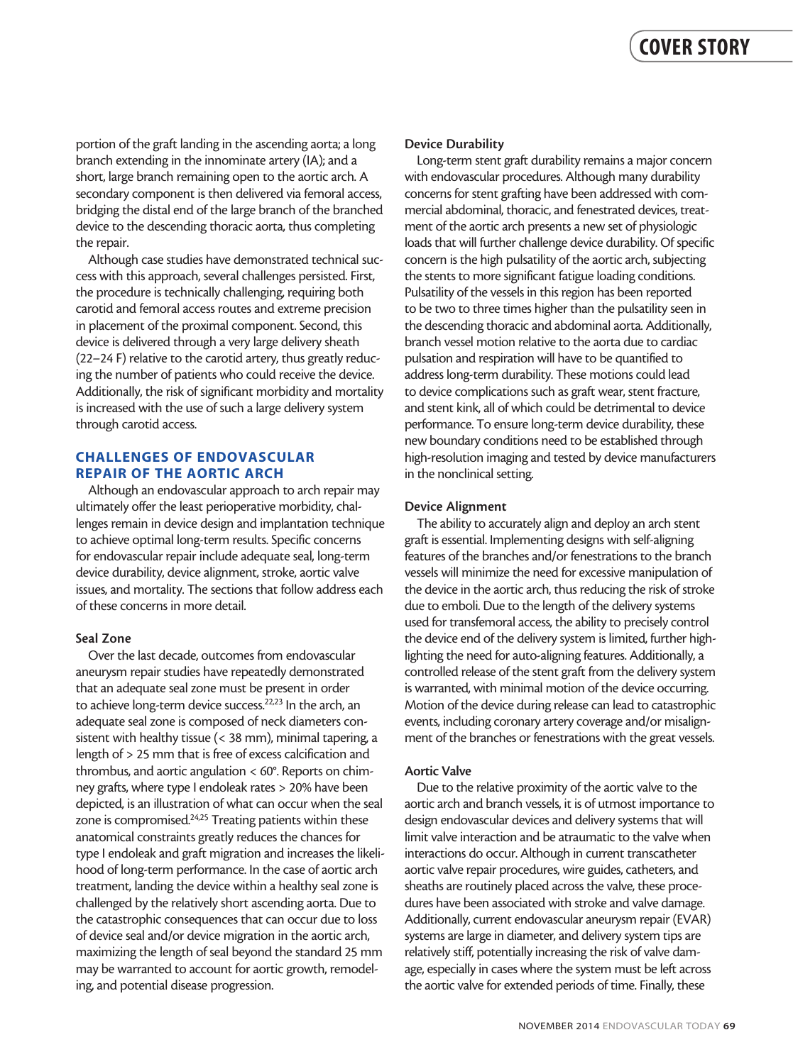portion of the graft landing in the ascending aorta; a long branch extending in the innominate artery (IA); and a short, large branch remaining open to the aortic arch. A secondary component is then delivered via femoral access, bridging the distal end of the large branch of the branched device to the descending thoracic aorta, thus completing the repair.

Although case studies have demonstrated technical success with this approach, several challenges persisted. First, the procedure is technically challenging, requiring both carotid and femoral access routes and extreme precision in placement of the proximal component. Second, this device is delivered through a very large delivery sheath (22–24 F) relative to the carotid artery, thus greatly reducing the number of patients who could receive the device. Additionally, the risk of significant morbidity and mortality is increased with the use of such a large delivery system through carotid access.

## CHALLENGES OF ENDOVASCULAR REPAIR OF THE AORTIC ARCH

Although an endovascular approach to arch repair may ultimately offer the least perioperative morbidity, challenges remain in device design and implantation technique to achieve optimal long-term results. Specific concerns for endovascular repair include adequate seal, long-term device durability, device alignment, stroke, aortic valve issues, and mortality. The sections that follow address each of these concerns in more detail.

### Seal Zone

Over the last decade, outcomes from endovascular aneurysm repair studies have repeatedly demonstrated that an adequate seal zone must be present in order to achieve long-term device success.[22,23] In the arch, an adequate seal zone is composed of neck diameters consistent with healthy tissue (< 38 mm), minimal tapering, a length of > 25 mm that is free of excess calcification and thrombus, and aortic angulation < 60°. Reports on chimney grafts, where type I endoleak rates > 20% have been depicted, is an illustration of what can occur when the seal zone is compromised.[24,25] Treating patients within these anatomical constraints greatly reduces the chances for type I endoleak and graft migration and increases the likelihood of long-term performance. In the case of aortic arch treatment, landing the device within a healthy seal zone is challenged by the relatively short ascending aorta. Due to the catastrophic consequences that can occur due to loss of device seal and/or device migration in the aortic arch, maximizing the length of seal beyond the standard 25 mm may be warranted to account for aortic growth, remodeling, and potential disease progression.

### Device Durability

Long-term stent graft durability remains a major concern with endovascular procedures. Although many durability concerns for stent grafting have been addressed with commercial abdominal, thoracic, and fenestrated devices, treatment of the aortic arch presents a new set of physiologic loads that will further challenge device durability. Of specific concern is the high pulsatility of the aortic arch, subjecting the stents to more significant fatigue loading conditions. Pulsatility of the vessels in this region has been reported to be two to three times higher than the pulsatility seen in the descending thoracic and abdominal aorta. Additionally, branch vessel motion relative to the aorta due to cardiac pulsation and respiration will have to be quantified to address long-term durability. These motions could lead to device complications such as graft wear, stent fracture, and stent kink, all of which could be detrimental to device performance. To ensure long-term device durability, these new boundary conditions need to be established through high-resolution imaging and tested by device manufacturers in the nonclinical setting.

### Device Alignment

The ability to accurately align and deploy an arch stent graft is essential. Implementing designs with self-aligning features of the branches and/or fenestrations to the branch vessels will minimize the need for excessive manipulation of the device in the aortic arch, thus reducing the risk of stroke due to emboli. Due to the length of the delivery systems used for transfemoral access, the ability to precisely control the device end of the delivery system is limited, further highlighting the need for auto-aligning features. Additionally, a controlled release of the stent graft from the delivery system is warranted, with minimal motion of the device occurring. Motion of the device during release can lead to catastrophic events, including coronary artery coverage and/or misalignment of the branches or fenestrations with the great vessels.

### Aortic Valve

Due to the relative proximity of the aortic valve to the aortic arch and branch vessels, it is of utmost importance to design endovascular devices and delivery systems that will limit valve interaction and be atraumatic to the valve when interactions do occur. Although in current transcatheter aortic valve repair procedures, wire guides, catheters, and sheaths are routinely placed across the valve, these procedures have been associated with stroke and valve damage. Additionally, current endovascular aneurysm repair (EVAR) systems are large in diameter, and delivery system tips are relatively stiff, potentially increasing the risk of valve damage, especially in cases where the system must be left across the aortic valve for extended periods of time. Finally, these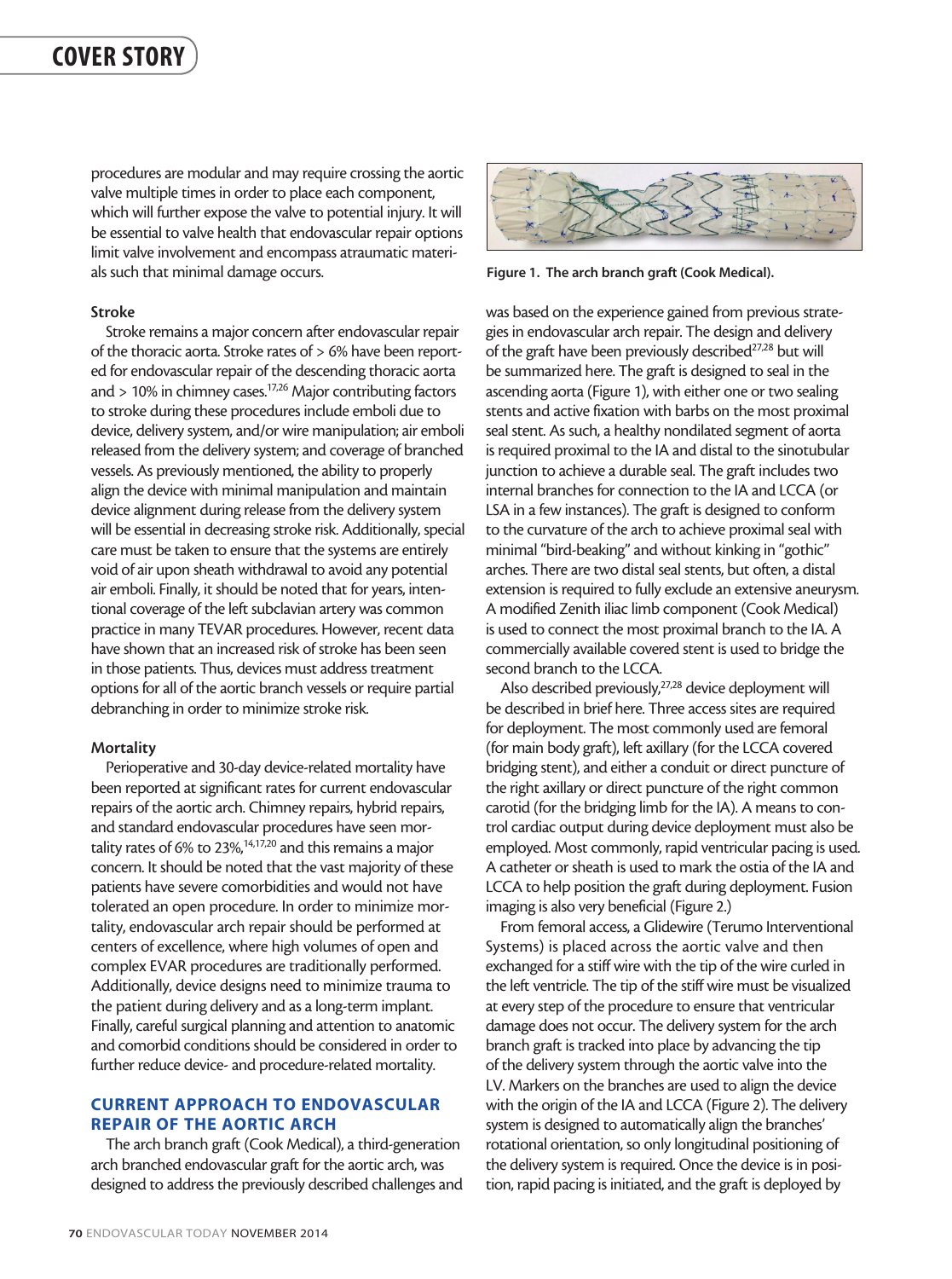procedures are modular and may require crossing the aortic valve multiple times in order to place each component, which will further expose the valve to potential injury. It will be essential to valve health that endovascular repair options limit valve involvement and encompass atraumatic materials such that minimal damage occurs.

### Stroke

Stroke remains a major concern after endovascular repair of the thoracic aorta. Stroke rates of > 6% have been reported for endovascular repair of the descending thoracic aorta and > 10% in chimney cases.[17,26] Major contributing factors to stroke during these procedures include emboli due to device, delivery system, and/or wire manipulation; air emboli released from the delivery system; and coverage of branched vessels. As previously mentioned, the ability to properly align the device with minimal manipulation and maintain device alignment during release from the delivery system will be essential in decreasing stroke risk. Additionally, special care must be taken to ensure that the systems are entirely void of air upon sheath withdrawal to avoid any potential air emboli. Finally, it should be noted that for years, intentional coverage of the left subclavian artery was common practice in many TEVAR procedures. However, recent data have shown that an increased risk of stroke has been seen in those patients. Thus, devices must address treatment options for all of the aortic branch vessels or require partial debranching in order to minimize stroke risk.

### Mortality

Perioperative and 30-day device-related mortality have been reported at significant rates for current endovascular repairs of the aortic arch. Chimney repairs, hybrid repairs, and standard endovascular procedures have seen mortality rates of 6% to 23%,[14,17,20] and this remains a major concern. It should be noted that the vast majority of these patients have severe comorbidities and would not have tolerated an open procedure. In order to minimize mortality, endovascular arch repair should be performed at centers of excellence, where high volumes of open and complex EVAR procedures are traditionally performed. Additionally, device designs need to minimize trauma to the patient during delivery and as a long-term implant. Finally, careful surgical planning and attention to anatomic and comorbid conditions should be considered in order to further reduce device- and procedure-related mortality.

## CURRENT APPROACH TO ENDOVASCULAR REPAIR OF THE AORTIC ARCH

The arch branch graft (Cook Medical), a third-generation arch branched endovascular graft for the aortic arch, was designed to address the previously described challenges and was based on the experience gained from previous strategies in endovascular arch repair. The design and delivery of the graft have been previously described[27,28] but will be summarized here. The graft is designed to seal in the ascending aorta (Figure 1), with either one or two sealing stents and active fixation with barbs on the most proximal seal stent. As such, a healthy nondilated segment of aorta is required proximal to the IA and distal to the sinotubular junction to achieve a durable seal. The graft includes two internal branches for connection to the IA and LCCA (or LSA in a few instances). The graft is designed to conform to the curvature of the arch to achieve proximal seal with minimal "bird-beaking" and without kinking in "gothic" arches. There are two distal seal stents, but often, a distal extension is required to fully exclude an extensive aneurysm. A modified Zenith iliac limb component (Cook Medical) is used to connect the most proximal branch to the IA. A commercially available covered stent is used to bridge the second branch to the LCCA.

Figure 1. The arch branch graft (Cook Medical).

Also described previously,[27,28] device deployment will be described in brief here. Three access sites are required for deployment. The most commonly used are femoral (for main body graft), left axillary (for the LCCA covered bridging stent), and either a conduit or direct puncture of the right axillary or direct puncture of the right common carotid (for the bridging limb for the IA). A means to control cardiac output during device deployment must also be employed. Most commonly, rapid ventricular pacing is used. A catheter or sheath is used to mark the ostia of the IA and LCCA to help position the graft during deployment. Fusion imaging is also very beneficial (Figure 2.)

From femoral access, a Glidewire (Terumo Interventional Systems) is placed across the aortic valve and then exchanged for a stiff wire with the tip of the wire curled in the left ventricle. The tip of the stiff wire must be visualized at every step of the procedure to ensure that ventricular damage does not occur. The delivery system for the arch branch graft is tracked into place by advancing the tip of the delivery system through the aortic valve into the LV. Markers on the branches are used to align the device with the origin of the IA and LCCA (Figure 2). The delivery system is designed to automatically align the branches' rotational orientation, so only longitudinal positioning of the delivery system is required. Once the device is in position, rapid pacing is initiated, and the graft is deployed by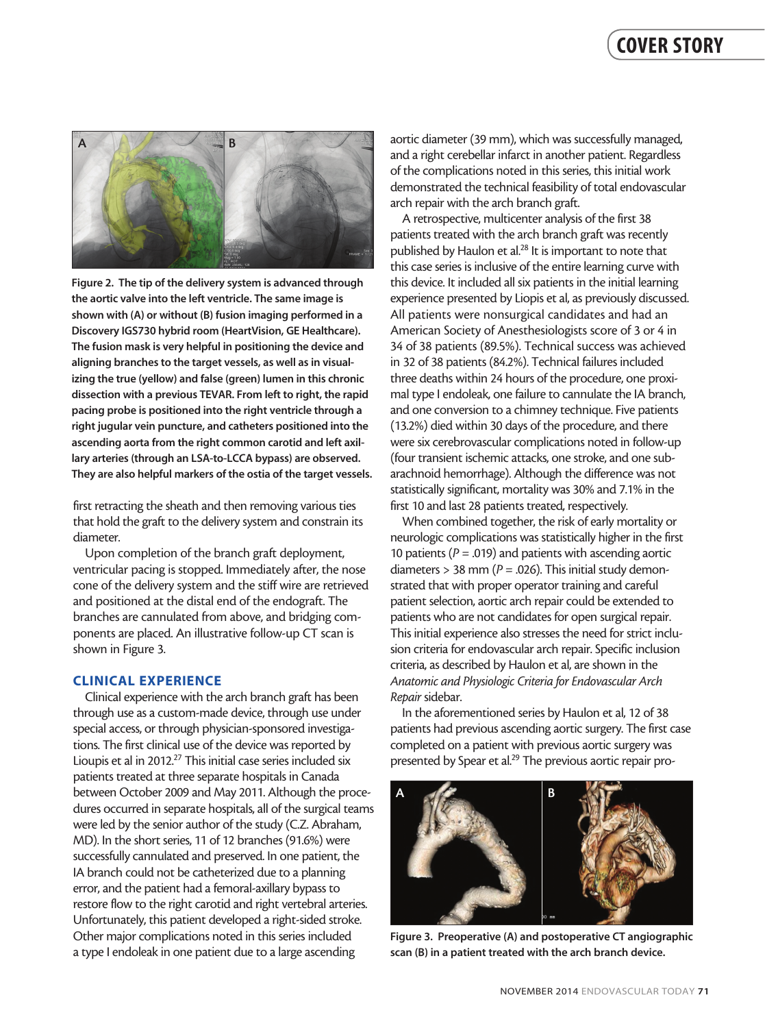Figure 2. The tip of the delivery system is advanced through the aortic valve into the left ventricle. The same image is shown with (A) or without (B) fusion imaging performed in a Discovery IGS730 hybrid room (HeartVision, GE Healthcare). The fusion mask is very helpful in positioning the device and aligning branches to the target vessels, as well as in visualizing the true (yellow) and false (green) lumen in this chronic dissection with a previous TEVAR. From left to right, the rapid pacing probe is positioned into the right ventricle through a right jugular vein puncture, and catheters positioned into the ascending aorta from the right common carotid and left axillary arteries (through an LSA-to-LCCA bypass) are observed. They are also helpful markers of the ostia of the target vessels.

first retracting the sheath and then removing various ties that hold the graft to the delivery system and constrain its diameter.

Upon completion of the branch graft deployment, ventricular pacing is stopped. Immediately after, the nose cone of the delivery system and the stiff wire are retrieved and positioned at the distal end of the endograft. The branches are cannulated from above, and bridging components are placed. An illustrative follow-up CT scan is shown in Figure 3.

## CLINICAL EXPERIENCE

Clinical experience with the arch branch graft has been through use as a custom-made device, through use under special access, or through physician-sponsored investigations. The first clinical use of the device was reported by Lioupis et al in 2012.[27] This initial case series included six patients treated at three separate hospitals in Canada between October 2009 and May 2011. Although the procedures occurred in separate hospitals, all of the surgical teams were led by the senior author of the study (C.Z. Abraham, MD). In the short series, 11 of 12 branches (91.6%) were successfully cannulated and preserved. In one patient, the IA branch could not be catheterized due to a planning error, and the patient had a femoral-axillary bypass to restore flow to the right carotid and right vertebral arteries. Unfortunately, this patient developed a right-sided stroke. Other major complications noted in this series included a type I endoleak in one patient due to a large ascending aortic diameter (39 mm), which was successfully managed, and a right cerebellar infarct in another patient. Regardless of the complications noted in this series, this initial work demonstrated the technical feasibility of total endovascular arch repair with the arch branch graft.

A retrospective, multicenter analysis of the first 38 patients treated with the arch branch graft was recently published by Haulon et al.[28] It is important to note that this case series is inclusive of the entire learning curve with this device. It included all six patients in the initial learning experience presented by Liopis et al, as previously discussed. All patients were nonsurgical candidates and had an American Society of Anesthesiologists score of 3 or 4 in 34 of 38 patients (89.5%). Technical success was achieved in 32 of 38 patients (84.2%). Technical failures included three deaths within 24 hours of the procedure, one proximal type I endoleak, one failure to cannulate the IA branch, and one conversion to a chimney technique. Five patients (13.2%) died within 30 days of the procedure, and there were six cerebrovascular complications noted in follow-up (four transient ischemic attacks, one stroke, and one subarachnoid hemorrhage). Although the difference was not statistically significant, mortality was 30% and 7.1% in the first 10 and last 28 patients treated, respectively.

When combined together, the risk of early mortality or neurologic complications was statistically higher in the first 10 patients ($P = .019$) and patients with ascending aortic diameters > 38 mm ($P = .026$). This initial study demonstrated that with proper operator training and careful patient selection, aortic arch repair could be extended to patients who are not candidates for open surgical repair. This initial experience also stresses the need for strict inclusion criteria for endovascular arch repair. Specific inclusion criteria, as described by Haulon et al, are shown in the *Anatomic and Physiologic Criteria for Endovascular Arch Repair* sidebar.

In the aforementioned series by Haulon et al, 12 of 38 patients had previous ascending aortic surgery. The first case completed on a patient with previous aortic surgery was presented by Spear et al.[29] The previous aortic repair pro-

Figure 3. Preoperative (A) and postoperative CT angiographic scan (B) in a patient treated with the arch branch device.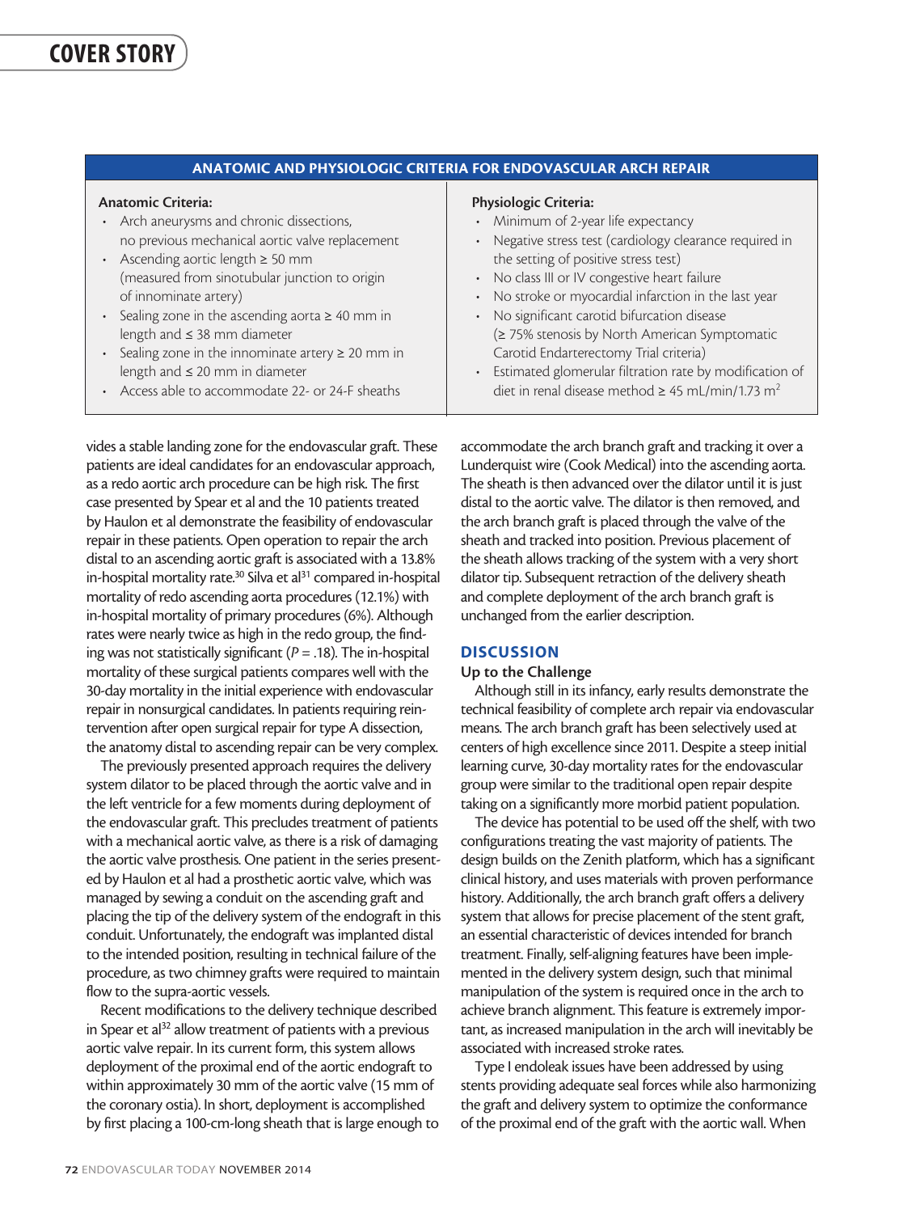## ANATOMIC AND PHYSIOLOGIC CRITERIA FOR ENDOVASCULAR ARCH REPAIR

**Anatomic Criteria:**

- Arch aneurysms and chronic dissections, no previous mechanical aortic valve replacement
- Ascending aortic length ≥ 50 mm (measured from sinotubular junction to origin of innominate artery)
- Sealing zone in the ascending aorta ≥ 40 mm in length and ≤ 38 mm diameter
- Sealing zone in the innominate artery ≥ 20 mm in length and ≤ 20 mm in diameter
- Access able to accommodate 22- or 24-F sheaths

**Physiologic Criteria:**

- Minimum of 2-year life expectancy
- Negative stress test (cardiology clearance required in the setting of positive stress test)
- No class III or IV congestive heart failure
- No stroke or myocardial infarction in the last year
- No significant carotid bifurcation disease (≥ 75% stenosis by North American Symptomatic Carotid Endarterectomy Trial criteria)
- Estimated glomerular filtration rate by modification of diet in renal disease method ≥ 45 mL/min/1.73 $m^2$

vides a stable landing zone for the endovascular graft. These patients are ideal candidates for an endovascular approach, as a redo aortic arch procedure can be high risk. The first case presented by Spear et al and the 10 patients treated by Haulon et al demonstrate the feasibility of endovascular repair in these patients. Open operation to repair the arch distal to an ascending aortic graft is associated with a 13.8% in-hospital mortality rate.[30] Silva et al[31] compared in-hospital mortality of redo ascending aorta procedures (12.1%) with in-hospital mortality of primary procedures (6%). Although rates were nearly twice as high in the redo group, the finding was not statistically significant (*P* = .18). The in-hospital mortality of these surgical patients compares well with the 30-day mortality in the initial experience with endovascular repair in nonsurgical candidates. In patients requiring reintervention after open surgical repair for type A dissection, the anatomy distal to ascending repair can be very complex.

The previously presented approach requires the delivery system dilator to be placed through the aortic valve and in the left ventricle for a few moments during deployment of the endovascular graft. This precludes treatment of patients with a mechanical aortic valve, as there is a risk of damaging the aortic valve prosthesis. One patient in the series presented by Haulon et al had a prosthetic aortic valve, which was managed by sewing a conduit on the ascending graft and placing the tip of the delivery system of the endograft in this conduit. Unfortunately, the endograft was implanted distal to the intended position, resulting in technical failure of the procedure, as two chimney grafts were required to maintain flow to the supra-aortic vessels.

Recent modifications to the delivery technique described in Spear et al[32] allow treatment of patients with a previous aortic valve repair. In its current form, this system allows deployment of the proximal end of the aortic endograft to within approximately 30 mm of the aortic valve (15 mm of the coronary ostia). In short, deployment is accomplished by first placing a 100-cm-long sheath that is large enough to accommodate the arch branch graft and tracking it over a Lunderquist wire (Cook Medical) into the ascending aorta. The sheath is then advanced over the dilator until it is just distal to the aortic valve. The dilator is then removed, and the arch branch graft is placed through the valve of the sheath and tracked into position. Previous placement of the sheath allows tracking of the system with a very short dilator tip. Subsequent retraction of the delivery sheath and complete deployment of the arch branch graft is unchanged from the earlier description.

## DISCUSSION

### Up to the Challenge

Although still in its infancy, early results demonstrate the technical feasibility of complete arch repair via endovascular means. The arch branch graft has been selectively used at centers of high excellence since 2011. Despite a steep initial learning curve, 30-day mortality rates for the endovascular group were similar to the traditional open repair despite taking on a significantly more morbid patient population.

The device has potential to be used off the shelf, with two configurations treating the vast majority of patients. The design builds on the Zenith platform, which has a significant clinical history, and uses materials with proven performance history. Additionally, the arch branch graft offers a delivery system that allows for precise placement of the stent graft, an essential characteristic of devices intended for branch treatment. Finally, self-aligning features have been implemented in the delivery system design, such that minimal manipulation of the system is required once in the arch to achieve branch alignment. This feature is extremely important, as increased manipulation in the arch will inevitably be associated with increased stroke rates.

Type I endoleak issues have been addressed by using stents providing adequate seal forces while also harmonizing the graft and delivery system to optimize the conformance of the proximal end of the graft with the aortic wall. When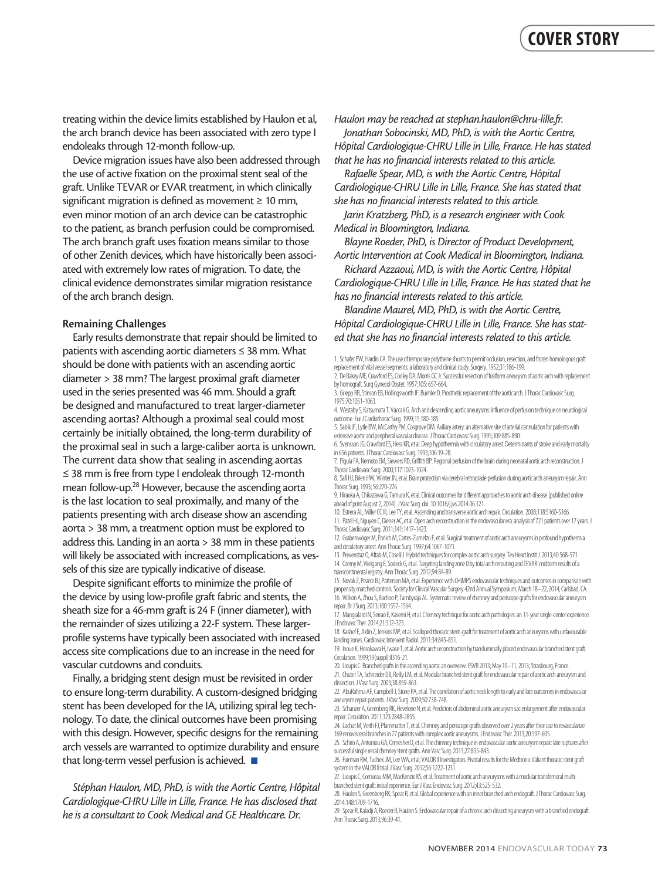treating within the device limits established by Haulon et al, the arch branch device has been associated with zero type I endoleaks through 12-month follow-up.

Device migration issues have also been addressed through the use of active fixation on the proximal stent seal of the graft. Unlike TEVAR or EVAR treatment, in which clinically significant migration is defined as movement ≥ 10 mm, even minor motion of an arch device can be catastrophic to the patient, as branch perfusion could be compromised. The arch branch graft uses fixation means similar to those of other Zenith devices, which have historically been associated with extremely low rates of migration. To date, the clinical evidence demonstrates similar migration resistance of the arch branch design.

### Remaining Challenges

Early results demonstrate that repair should be limited to patients with ascending aortic diameters ≤ 38 mm. What should be done with patients with an ascending aortic diameter > 38 mm? The largest proximal graft diameter used in the series presented was 46 mm. Should a graft be designed and manufactured to treat larger-diameter ascending aortas? Although a proximal seal could most certainly be initially obtained, the long-term durability of the proximal seal in such a large-caliber aorta is unknown. The current data show that sealing in ascending aortas ≤ 38 mm is free from type I endoleak through 12-month mean follow-up.[28] However, because the ascending aorta is the last location to seal proximally, and many of the patients presenting with arch disease show an ascending aorta > 38 mm, a treatment option must be explored to address this. Landing in an aorta > 38 mm in these patients will likely be associated with increased complications, as vessels of this size are typically indicative of disease.

Despite significant efforts to minimize the profile of the device by using low-profile graft fabric and stents, the sheath size for a 46-mm graft is 24 F (inner diameter), with the remainder of sizes utilizing a 22-F system. These larger-profile systems have typically been associated with increased access site complications due to an increase in the need for vascular cutdowns and conduits.

Finally, a bridging stent design must be revisited in order to ensure long-term durability. A custom-designed bridging stent has been developed for the IA, utilizing spiral leg technology. To date, the clinical outcomes have been promising with this design. However, specific designs for the remaining arch vessels are warranted to optimize durability and ensure that long-term vessel perfusion is achieved. ■

*Stéphan Haulon, MD, PhD, is with the Aortic Centre, Hôpital Cardiologique-CHRU Lille in Lille, France. He has disclosed that he is a consultant to Cook Medical and GE Healthcare. Dr. Haulon may be reached at stephan.haulon@chru-lille.fr.*

*Jonathan Sobocinski, MD, PhD, is with the Aortic Centre, Hôpital Cardiologique-CHRU Lille in Lille, France. He has stated that he has no financial interests related to this article.*

*Rafaelle Spear, MD, is with the Aortic Centre, Hôpital Cardiologique-CHRU Lille in Lille, France. She has stated that she has no financial interests related to this article.*

*Jarin Kratzberg, PhD, is a research engineer with Cook Medical in Bloomington, Indiana.*

*Blayne Roeder, PhD, is Director of Product Development, Aortic Intervention at Cook Medical in Bloomington, Indiana.*

*Richard Azzaoui, MD, is with the Aortic Centre, Hôpital Cardiologique-CHRU Lille in Lille, France. He has stated that he has no financial interests related to this article.*

*Blandine Maurel, MD, PhD, is with the Aortic Centre, Hôpital Cardiologique-CHRU Lille in Lille, France. She has stated that she has no financial interests related to this article.*

1. Schafer PW, Hardin CA. The use of temporary polythene shunts to permit occlusion, resection, and frozen homologous graft replacement of vital vessel segments: a laboratory and clinical study. Surgery. 1952;31:186-199.
2. De Bakey ME, Crawford ES, Cooley DA, Morris GC Jr. Successful resection of fusiform aneurysm of aortic arch with replacement by homograft. Surg Gynecol Obstet. 1957;105: 657-664.
3. Griepp RB, Stinson EB, Hollingsworth JF, Buehler D. Prosthetic replacement of the aortic arch. J Thorac Cardiovasc Surg. 1975;70:1051-1063.
4. Westaby S, Katsumata T, Vaccari G. Arch and descending aortic aneurysms: influence of perfusion technique on neurological outcome. Eur J Cardiothorac Surg. 1999;15:180-185.
5. Sabik JF, Lytle BW, McCarthy PM, Cosgrove DM. Axillary artery: an alternative site of arterial cannulation for patients with extensive aortic and peripheral vascular disease. J Thorac Cardiovasc Surg. 1995;109:885-890.
6. Svensson LG, Crawford ES, Hess KR, et al. Deep hypothermia with circulatory arrest. Determinants of stroke and early mortality in 656 patients. J Thorac Cardiovasc Surg. 1993;106:19-28.
7. Pigula FA, Nemoto EM, Siewers RD, Griffith BP. Regional perfusion of the brain during neonatal aortic arch reconstruction. J Thorac Cardiovasc Surg. 2000;117:1023-1024.
8. Safi HJ, Brien HW, Winter JN, et al. Brain protection via cerebral retrograde perfusion during aortic arch aneurysm repair. Ann Thorac Surg. 1993; 56:270-276.
9. Hiraoka A, Chikazawa G, Tamura K, et al. Clinical outcomes for different approaches to aortic arch disease [published online ahead of print August 2, 2014]. J Vasc Surg. doi: 10.1016/j.jvs.2014.06.121.
10. Estrera AL, Miller CC III, Lee TY, et al. Ascending and transverse aortic arch repair. Circulation. 2008;118:S160-S166.
11. Patel HJ, Nguyen C, Diener AC, et al. Open arch reconstruction in the endovascular era: analysis of 721 patients over 17 years. J Thorac Cardiovasc Surg. 2011;141:1417-1423.
12. Grabenwoger M, Ehrlich M, Cartes-Zumelzu F, et al. Surgical treatment of aortic arch aneurysms in profound hypothermia and circulatory arrest. Ann Thorac Surg. 1997;64:1067-1071.
13. Preventza O, Aftab M, Coselli J. Hybrid techniques for complex aortic arch surgery. Tex Heart Instit J. 2013;40:568-571.
14. Czerny M, Weigang E, Sodeck G, et al. Targeting landing zone 0 by total arch rerouting and TEVAR: midterm results of a transcontinental registry. Ann Thorac Surg. 2012;94:84-89.
15. Novak Z, Pearce BJ, Patterson MA, et al. Experience with CHIMPS endovascular techniques and outcomes in comparison with propensity matched controls. Society for Clinical Vascular Surgery 42nd Annual Symposium; March 18–22, 2014; Carlsbad, CA.
16. Wilson A, Zhou S, Bachoo P, Tambyraja AL. Systematic review of chimney and periscope grafts for endovascular aneurysm repair. Br J Surg. 2013;100:1557-1564.
17. Mangialardi N, Serrao E, Kasemi H, et al. Chimney technique for aortic arch pathologies: an 11-year single-center experience. J Endovasc Ther. 2014;21:312-323.
18. Kashef E, Aldin Z, Jenkins MP, et al. Scalloped thoracic stent-graft for treatment of aortic arch aneurysms with unfavourable landing zones. Cardiovasc Intervent Radiol. 2011:34:845-851.
19. Inoue K, Hosokawa H, Iwase T, et al. Aortic arch reconstruction by transluminally placed endovascular branched stent graft. Circulation. 1999;19(suppl):II316-21.
20. Lioupis C. Branched grafts in the ascending aorta: an overview. ESVB 2013; May 10–11, 2013; Strasbourg, France.
21. Chuter TA, Schneider DB, Reilly LM, et al. Modular branched stent graft for endovascular repair of aortic arch aneurysm and dissection. J Vasc Surg. 2003;38:859-863.
22. AbuRahma AF, Campbell J, Stone PA, et al. The correlation of aortic neck length to early and late outcomes in endovascular aneurysm repair patients. J Vasc Surg. 2009;50:738-748.
23. Schanzer A, Greenberg RK, Hevelone N, et al. Predictors of abdominal aortic aneurysm sac enlargement after endovascular repair. Circulation. 2011;123:2848-2855.
24. Lachat M, Veith FJ, Pfammatter T, et al. Chimney and periscope grafts observed over 2 years after their use to revascularize 169 renovisceral branches in 77 patients with complex aortic aneurysms. J Endovasc Ther. 2013;20:597-605.
25. Schiro A, Antoniou GA, Ormesher D, et al. The chimney technique in endovascular aortic aneurysm repair: late ruptures after successful single renal chimney stent grafts. Ann Vasc Surg. 2013;27:835-843.
26. Fairman RM, Tuchek JM, Lee WA, et al; VALOR II Investigators. Pivotal results for the Medtronic Valiant thoracic stent graft system in the VALOR II trial. J Vasc Surg. 2012;56:1222-1231.
27. Lioupis C, Corriveau MM, MacKenzie KS, et al. Treatment of aortic arch aneurysms with a modular transfemoral multi-branched stent graft: initial experience. Eur J Vasc Endovasc Surg. 2012;43:525-532.
28. Haulon S, Greenberg RK, Spear R, et al. Global experience with an inner branched arch endograft. J Thorac Cardiovasc Surg. 2014;148:1709-1716.
29. Spear R, Kaladji A, Roeder B, Haulon S. Endovascular repair of a chronic arch dissecting aneurysm with a branched endograft. Ann Thorac Surg. 2013;96:39-41.